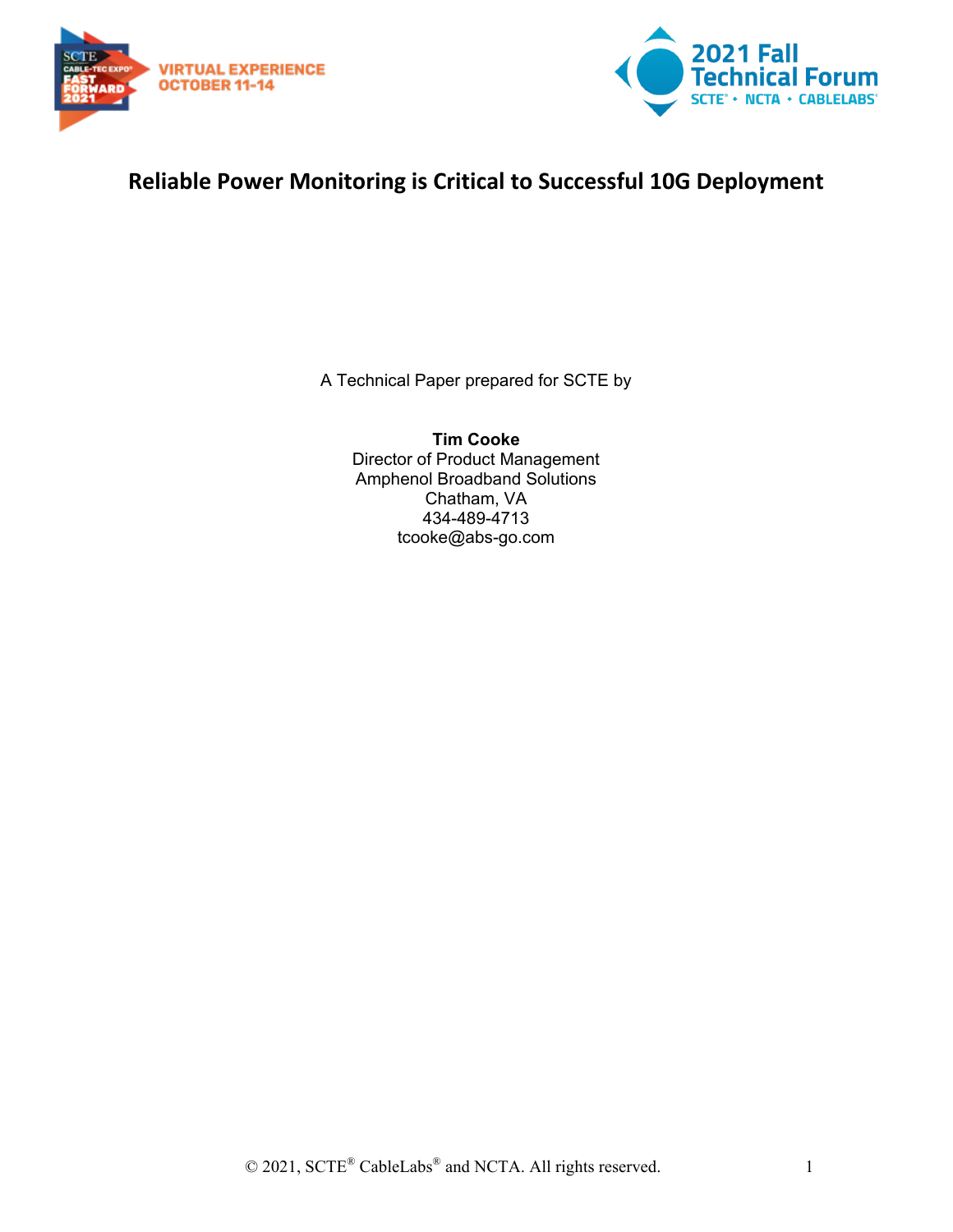# Reliable Power Monitoring is Critical to Successful 10G Deployment

A Technical Paper prepared for SCTE by

**Tim Cooke**
Director of Product Management
Amphenol Broadband Solutions
Chatham, VA
434-489-4713
tcooke@abs-go.com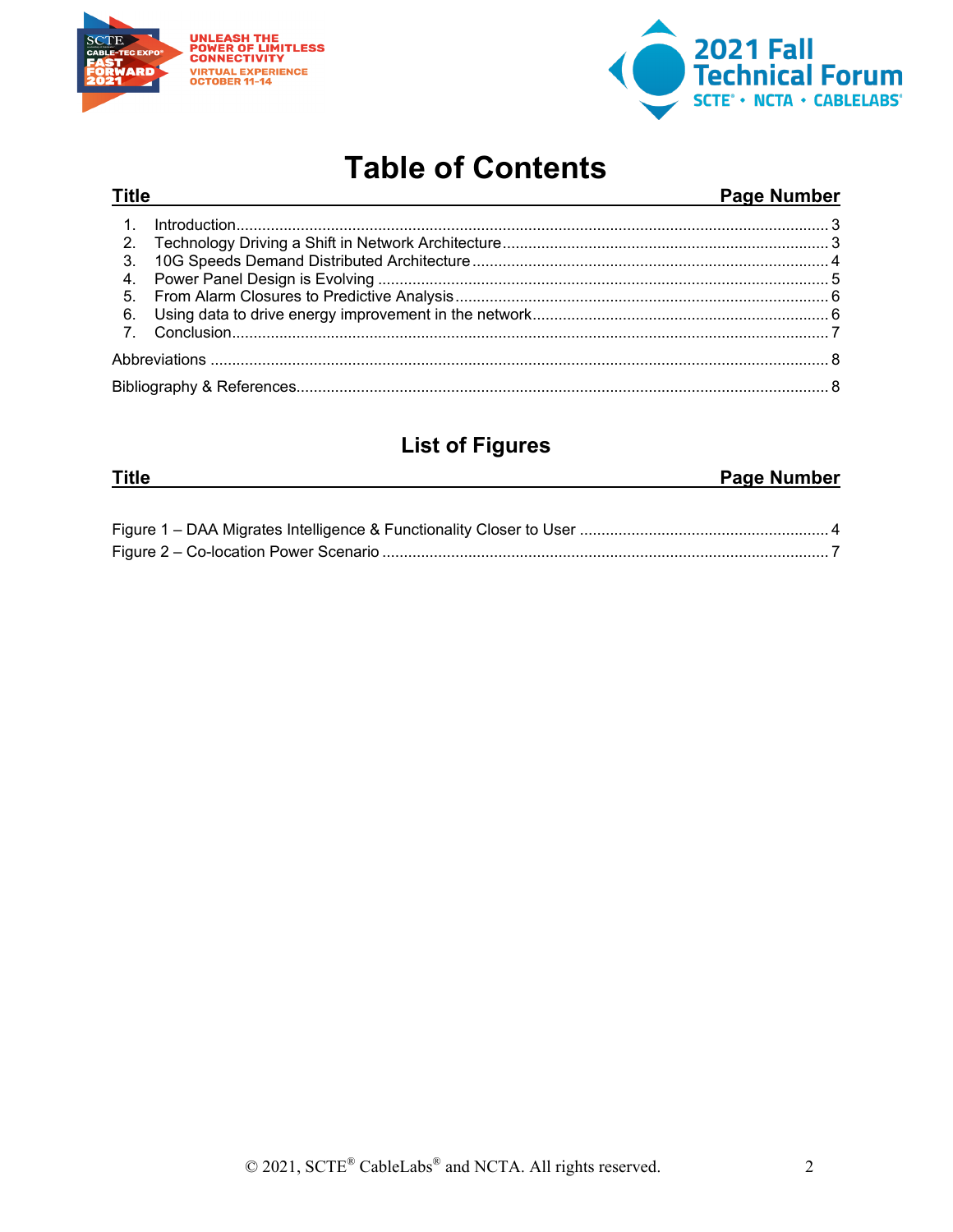# Table of Contents

| Title | Page Number |
| --- | --- |
| 1. Introduction | 3 |
| 2. Technology Driving a Shift in Network Architecture | 3 |
| 3. 10G Speeds Demand Distributed Architecture | 4 |
| 4. Power Panel Design is Evolving | 5 |
| 5. From Alarm Closures to Predictive Analysis | 6 |
| 6. Using data to drive energy improvement in the network | 6 |
| 7. Conclusion | 7 |
| Abbreviations | 8 |
| Bibliography & References | 8 |

## List of Figures

| Title | Page Number |
| --- | --- |
| Figure 1 – DAA Migrates Intelligence & Functionality Closer to User | 4 |
| Figure 2 – Co-location Power Scenario | 7 |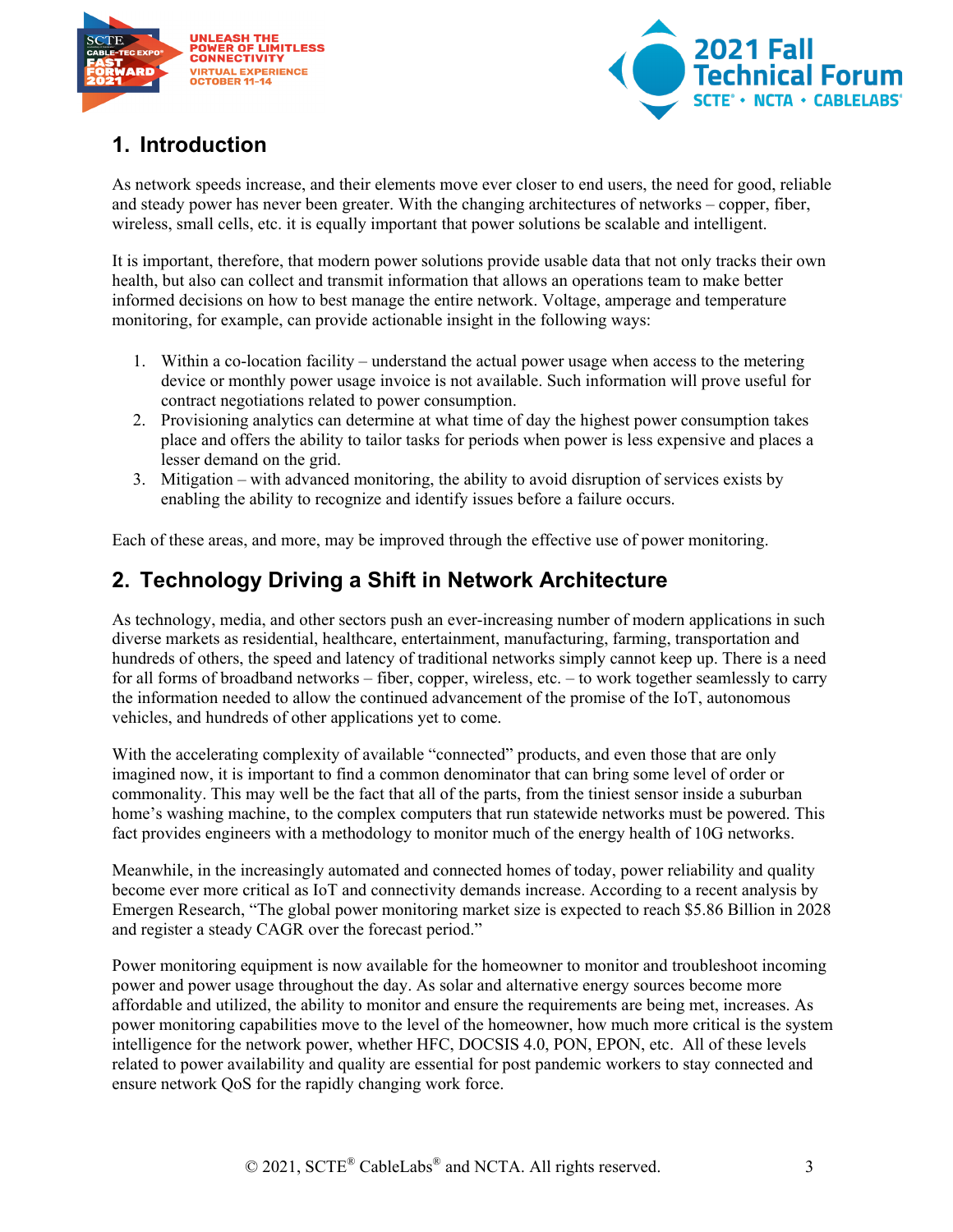## 1. Introduction

As network speeds increase, and their elements move ever closer to end users, the need for good, reliable and steady power has never been greater. With the changing architectures of networks – copper, fiber, wireless, small cells, etc. it is equally important that power solutions be scalable and intelligent.

It is important, therefore, that modern power solutions provide usable data that not only tracks their own health, but also can collect and transmit information that allows an operations team to make better informed decisions on how to best manage the entire network. Voltage, amperage and temperature monitoring, for example, can provide actionable insight in the following ways:

1. Within a co-location facility – understand the actual power usage when access to the metering device or monthly power usage invoice is not available. Such information will prove useful for contract negotiations related to power consumption.
2. Provisioning analytics can determine at what time of day the highest power consumption takes place and offers the ability to tailor tasks for periods when power is less expensive and places a lesser demand on the grid.
3. Mitigation – with advanced monitoring, the ability to avoid disruption of services exists by enabling the ability to recognize and identify issues before a failure occurs.

Each of these areas, and more, may be improved through the effective use of power monitoring.

## 2. Technology Driving a Shift in Network Architecture

As technology, media, and other sectors push an ever-increasing number of modern applications in such diverse markets as residential, healthcare, entertainment, manufacturing, farming, transportation and hundreds of others, the speed and latency of traditional networks simply cannot keep up. There is a need for all forms of broadband networks – fiber, copper, wireless, etc. – to work together seamlessly to carry the information needed to allow the continued advancement of the promise of the IoT, autonomous vehicles, and hundreds of other applications yet to come.

With the accelerating complexity of available "connected" products, and even those that are only imagined now, it is important to find a common denominator that can bring some level of order or commonality. This may well be the fact that all of the parts, from the tiniest sensor inside a suburban home's washing machine, to the complex computers that run statewide networks must be powered. This fact provides engineers with a methodology to monitor much of the energy health of 10G networks.

Meanwhile, in the increasingly automated and connected homes of today, power reliability and quality become ever more critical as IoT and connectivity demands increase. According to a recent analysis by Emergen Research, "The global power monitoring market size is expected to reach $5.86 Billion in 2028 and register a steady CAGR over the forecast period."

Power monitoring equipment is now available for the homeowner to monitor and troubleshoot incoming power and power usage throughout the day. As solar and alternative energy sources become more affordable and utilized, the ability to monitor and ensure the requirements are being met, increases. As power monitoring capabilities move to the level of the homeowner, how much more critical is the system intelligence for the network power, whether HFC, DOCSIS 4.0, PON, EPON, etc. All of these levels related to power availability and quality are essential for post pandemic workers to stay connected and ensure network QoS for the rapidly changing work force.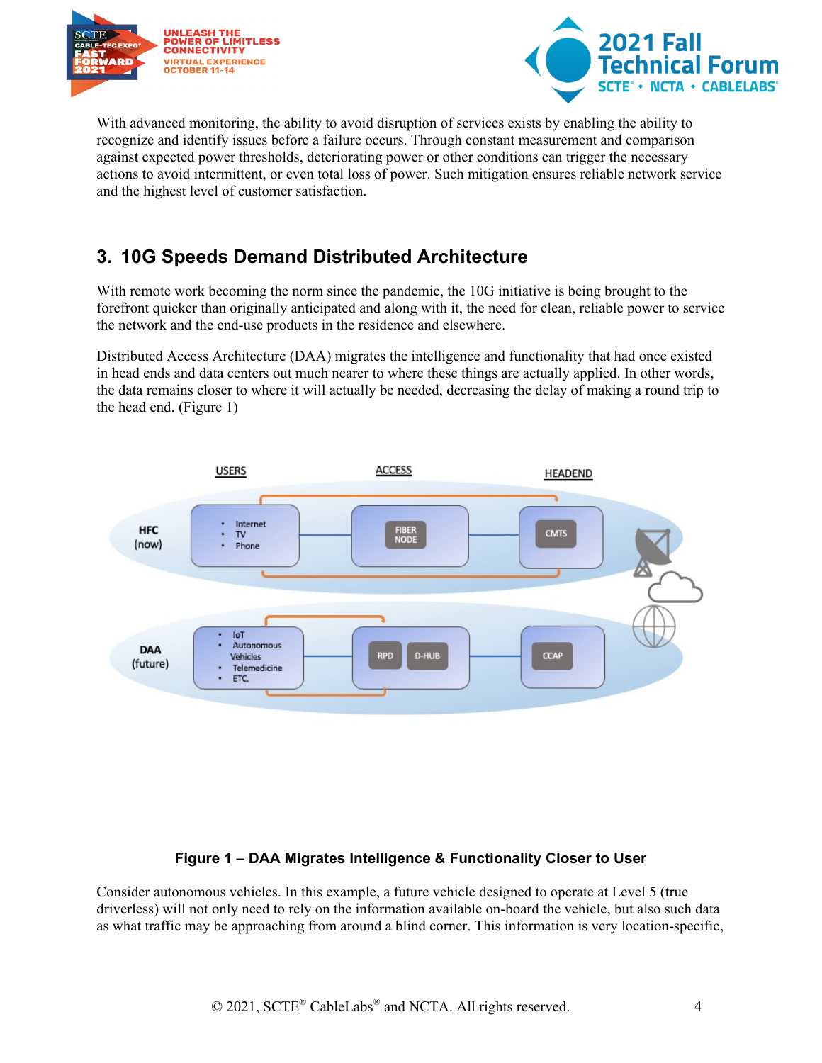With advanced monitoring, the ability to avoid disruption of services exists by enabling the ability to recognize and identify issues before a failure occurs. Through constant measurement and comparison against expected power thresholds, deteriorating power or other conditions can trigger the necessary actions to avoid intermittent, or even total loss of power. Such mitigation ensures reliable network service and the highest level of customer satisfaction.

## 3. 10G Speeds Demand Distributed Architecture

With remote work becoming the norm since the pandemic, the 10G initiative is being brought to the forefront quicker than originally anticipated and along with it, the need for clean, reliable power to service the network and the end-use products in the residence and elsewhere.

Distributed Access Architecture (DAA) migrates the intelligence and functionality that had once existed in head ends and data centers out much nearer to where these things are actually applied. In other words, the data remains closer to where it will actually be needed, decreasing the delay of making a round trip to the head end. (Figure 1)

**Figure 1 – DAA Migrates Intelligence & Functionality Closer to User**

Consider autonomous vehicles. In this example, a future vehicle designed to operate at Level 5 (true driverless) will not only need to rely on the information available on-board the vehicle, but also such data as what traffic may be approaching from around a blind corner. This information is very location-specific,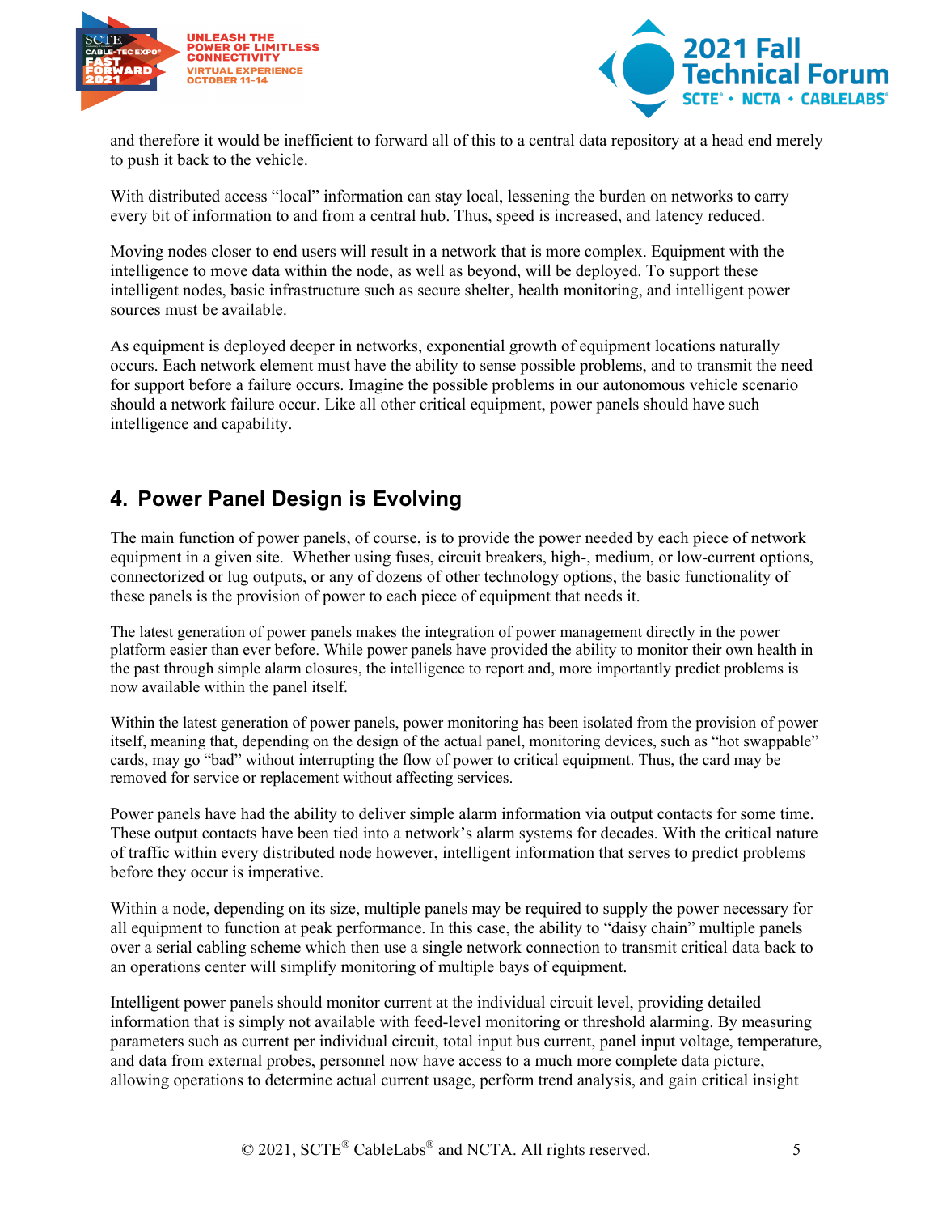and therefore it would be inefficient to forward all of this to a central data repository at a head end merely to push it back to the vehicle.

With distributed access "local" information can stay local, lessening the burden on networks to carry every bit of information to and from a central hub. Thus, speed is increased, and latency reduced.

Moving nodes closer to end users will result in a network that is more complex. Equipment with the intelligence to move data within the node, as well as beyond, will be deployed. To support these intelligent nodes, basic infrastructure such as secure shelter, health monitoring, and intelligent power sources must be available.

As equipment is deployed deeper in networks, exponential growth of equipment locations naturally occurs. Each network element must have the ability to sense possible problems, and to transmit the need for support before a failure occurs. Imagine the possible problems in our autonomous vehicle scenario should a network failure occur. Like all other critical equipment, power panels should have such intelligence and capability.

## 4. Power Panel Design is Evolving

The main function of power panels, of course, is to provide the power needed by each piece of network equipment in a given site. Whether using fuses, circuit breakers, high-, medium, or low-current options, connectorized or lug outputs, or any of dozens of other technology options, the basic functionality of these panels is the provision of power to each piece of equipment that needs it.

The latest generation of power panels makes the integration of power management directly in the power platform easier than ever before. While power panels have provided the ability to monitor their own health in the past through simple alarm closures, the intelligence to report and, more importantly predict problems is now available within the panel itself.

Within the latest generation of power panels, power monitoring has been isolated from the provision of power itself, meaning that, depending on the design of the actual panel, monitoring devices, such as "hot swappable" cards, may go "bad" without interrupting the flow of power to critical equipment. Thus, the card may be removed for service or replacement without affecting services.

Power panels have had the ability to deliver simple alarm information via output contacts for some time. These output contacts have been tied into a network's alarm systems for decades. With the critical nature of traffic within every distributed node however, intelligent information that serves to predict problems before they occur is imperative.

Within a node, depending on its size, multiple panels may be required to supply the power necessary for all equipment to function at peak performance. In this case, the ability to "daisy chain" multiple panels over a serial cabling scheme which then use a single network connection to transmit critical data back to an operations center will simplify monitoring of multiple bays of equipment.

Intelligent power panels should monitor current at the individual circuit level, providing detailed information that is simply not available with feed-level monitoring or threshold alarming. By measuring parameters such as current per individual circuit, total input bus current, panel input voltage, temperature, and data from external probes, personnel now have access to a much more complete data picture, allowing operations to determine actual current usage, perform trend analysis, and gain critical insight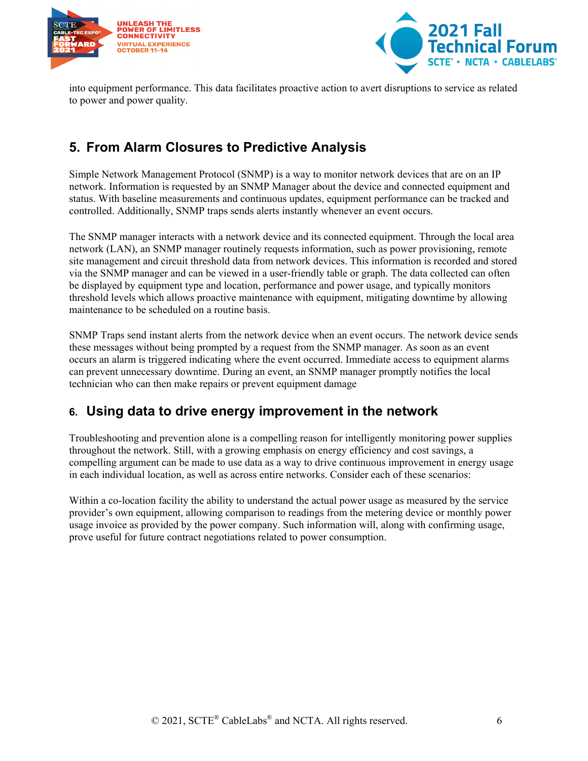into equipment performance. This data facilitates proactive action to avert disruptions to service as related to power and power quality.

## 5. From Alarm Closures to Predictive Analysis

Simple Network Management Protocol (SNMP) is a way to monitor network devices that are on an IP network. Information is requested by an SNMP Manager about the device and connected equipment and status. With baseline measurements and continuous updates, equipment performance can be tracked and controlled. Additionally, SNMP traps sends alerts instantly whenever an event occurs.

The SNMP manager interacts with a network device and its connected equipment. Through the local area network (LAN), an SNMP manager routinely requests information, such as power provisioning, remote site management and circuit threshold data from network devices. This information is recorded and stored via the SNMP manager and can be viewed in a user-friendly table or graph. The data collected can often be displayed by equipment type and location, performance and power usage, and typically monitors threshold levels which allows proactive maintenance with equipment, mitigating downtime by allowing maintenance to be scheduled on a routine basis.

SNMP Traps send instant alerts from the network device when an event occurs. The network device sends these messages without being prompted by a request from the SNMP manager. As soon as an event occurs an alarm is triggered indicating where the event occurred. Immediate access to equipment alarms can prevent unnecessary downtime. During an event, an SNMP manager promptly notifies the local technician who can then make repairs or prevent equipment damage

## 6. Using data to drive energy improvement in the network

Troubleshooting and prevention alone is a compelling reason for intelligently monitoring power supplies throughout the network. Still, with a growing emphasis on energy efficiency and cost savings, a compelling argument can be made to use data as a way to drive continuous improvement in energy usage in each individual location, as well as across entire networks. Consider each of these scenarios:

Within a co-location facility the ability to understand the actual power usage as measured by the service provider's own equipment, allowing comparison to readings from the metering device or monthly power usage invoice as provided by the power company. Such information will, along with confirming usage, prove useful for future contract negotiations related to power consumption.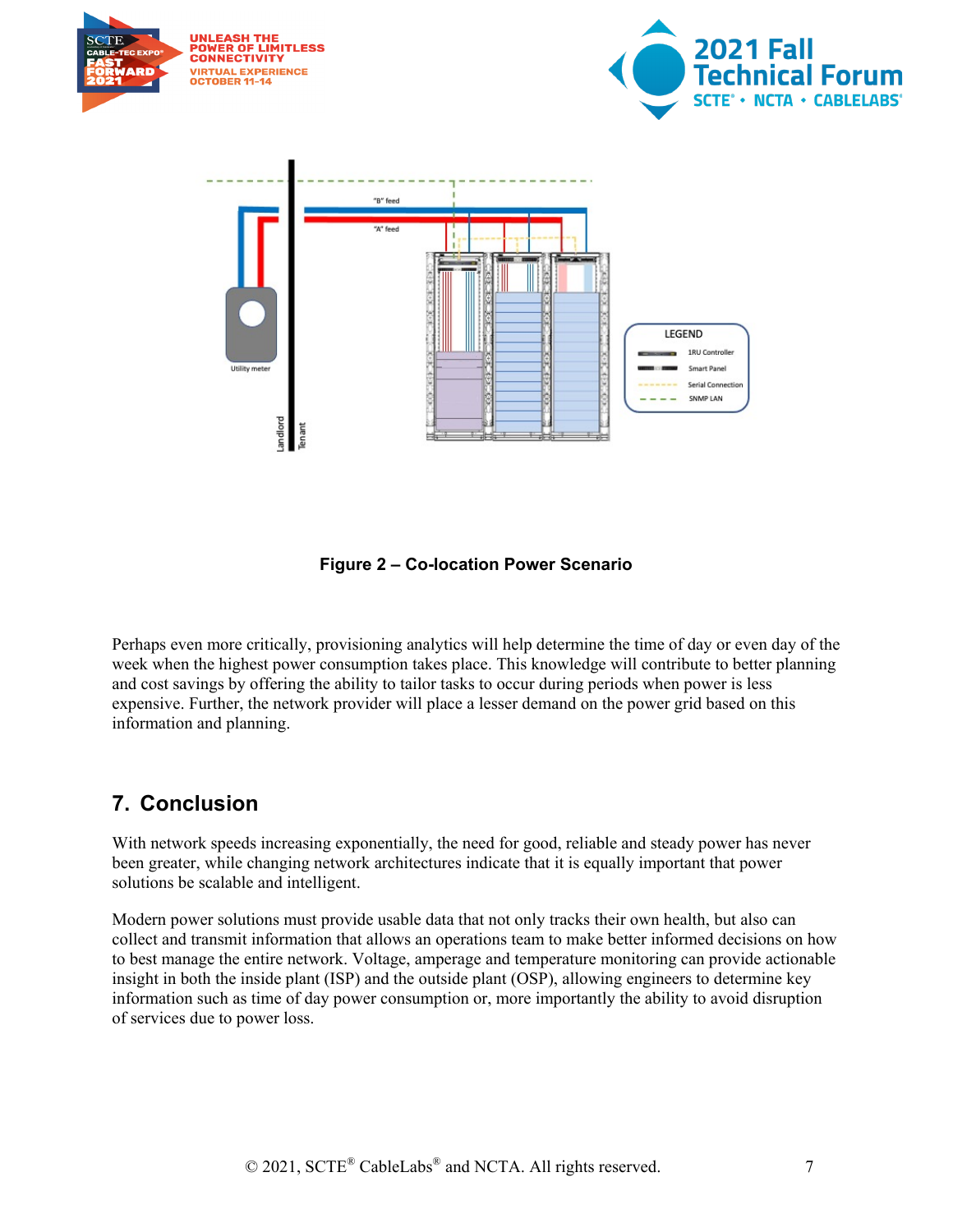**Figure 2 – Co-location Power Scenario**

Perhaps even more critically, provisioning analytics will help determine the time of day or even day of the week when the highest power consumption takes place. This knowledge will contribute to better planning and cost savings by offering the ability to tailor tasks to occur during periods when power is less expensive. Further, the network provider will place a lesser demand on the power grid based on this information and planning.

## 7. Conclusion

With network speeds increasing exponentially, the need for good, reliable and steady power has never been greater, while changing network architectures indicate that it is equally important that power solutions be scalable and intelligent.

Modern power solutions must provide usable data that not only tracks their own health, but also can collect and transmit information that allows an operations team to make better informed decisions on how to best manage the entire network. Voltage, amperage and temperature monitoring can provide actionable insight in both the inside plant (ISP) and the outside plant (OSP), allowing engineers to determine key information such as time of day power consumption or, more importantly the ability to avoid disruption of services due to power loss.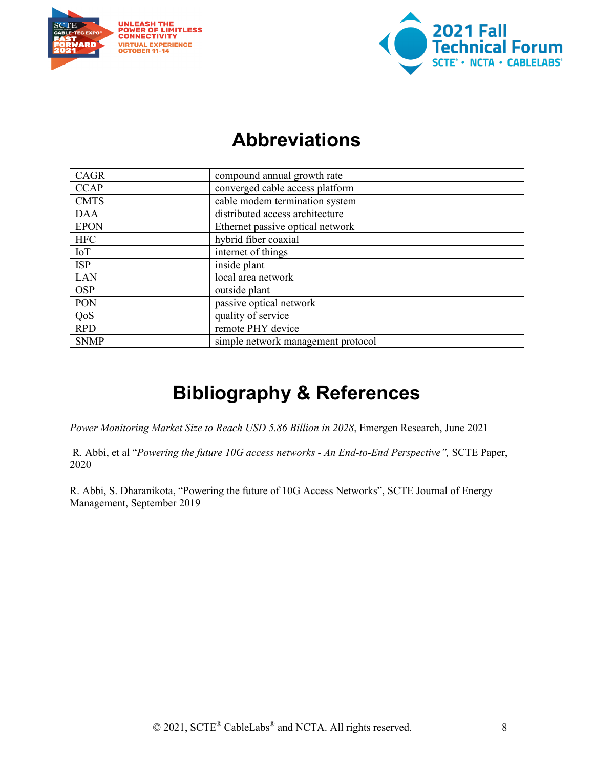# Abbreviations

| | |
|---|---|
| CAGR | compound annual growth rate |
| CCAP | converged cable access platform |
| CMTS | cable modem termination system |
| DAA | distributed access architecture |
| EPON | Ethernet passive optical network |
| HFC | hybrid fiber coaxial |
| IoT | internet of things |
| ISP | inside plant |
| LAN | local area network |
| OSP | outside plant |
| PON | passive optical network |
| QoS | quality of service |
| RPD | remote PHY device |
| SNMP | simple network management protocol |

# Bibliography & References

*Power Monitoring Market Size to Reach USD 5.86 Billion in 2028*, Emergen Research, June 2021

R. Abbi, et al "*Powering the future 10G access networks - An End-to-End Perspective",* SCTE Paper, 2020

R. Abbi, S. Dharanikota, "Powering the future of 10G Access Networks", SCTE Journal of Energy Management, September 2019